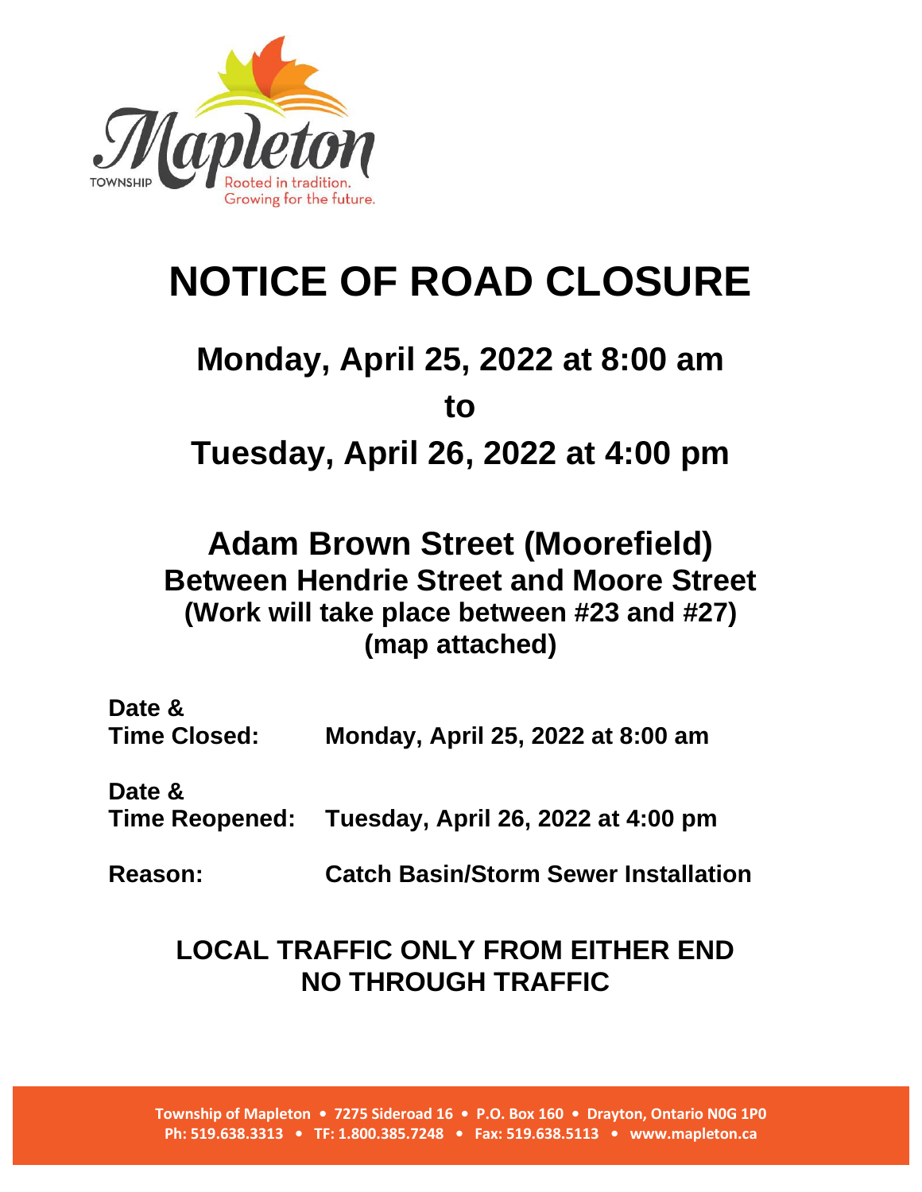Township Mapleton
Rooted in tradition. Growing for the future.

# NOTICE OF ROAD CLOSURE

## Monday, April 25, 2022 at 8:00 am

## to

## Tuesday, April 26, 2022 at 4:00 pm

## Adam Brown Street (Moorefield)

### Between Hendrie Street and Moore Street

**(Work will take place between #23 and #27)**
**(map attached)**

| | |
|---|---|
| **Date & Time Closed:** | **Monday, April 25, 2022 at 8:00 am** |
| **Date & Time Reopened:** | **Tuesday, April 26, 2022 at 4:00 pm** |
| **Reason:** | **Catch Basin/Storm Sewer Installation** |

**LOCAL TRAFFIC ONLY FROM EITHER END**
**NO THROUGH TRAFFIC**

**Township of Mapleton • 7275 Sideroad 16 • P.O. Box 160 • Drayton, Ontario N0G 1P0**
**Ph: 519.638.3313 • TF: 1.800.385.7248 • Fax: 519.638.5113 • www.mapleton.ca**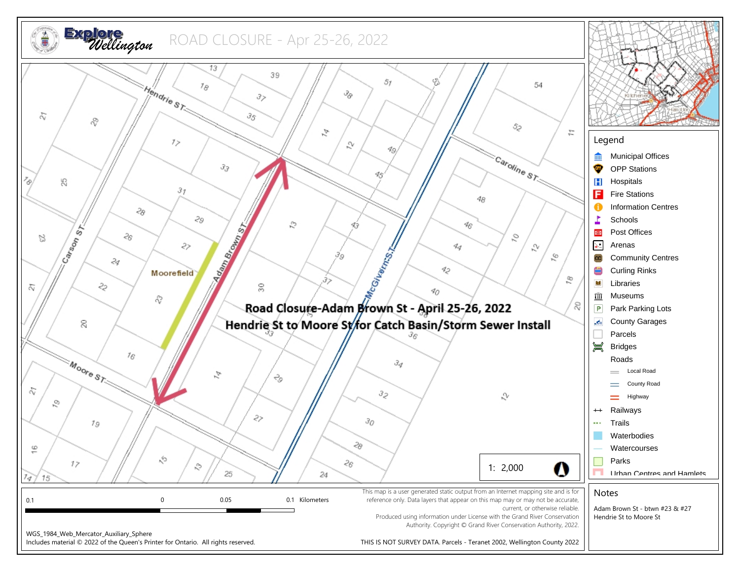# ROAD CLOSURE - Apr 25-26, 2022

Explore Wellington

**Road Closure-Adam Brown St - April 25-26, 2022**
**Hendrie St to Moore St for Catch Basin/Storm Sewer Install**

Hendrie ST
Caroline ST
Carson ST
Adam Brown ST
McGivern ST
Moore ST
Moorefield

1: 2,000

## Legend

- Municipal Offices
- OPP Stations
- Hospitals
- Fire Stations
- Information Centres
- Schools
- Post Offices
- Arenas
- Community Centres
- Curling Rinks
- Libraries
- Museums
- Park Parking Lots
- County Garages
- Parcels
- Bridges
- Roads
  - Local Road
  - County Road
  - Highway
- Railways
- Trails
- Waterbodies
- Watercourses
- Parks
- Urban Centres and Hamlets

0.1 0 0.05 0.1 Kilometers

WGS_1984_Web_Mercator_Auxiliary_Sphere
Includes material © 2022 of the Queen's Printer for Ontario. All rights reserved.

This map is a user generated static output from an Internet mapping site and is for reference only. Data layers that appear on this map may or may not be accurate, current, or otherwise reliable.
Produced using information under License with the Grand River Conservation Authority. Copyright © Grand River Conservation Authority, 2022.

THIS IS NOT SURVEY DATA. Parcels - Teranet 2002, Wellington County 2022

## Notes

Adam Brown St - btwn #23 & #27
Hendrie St to Moore St